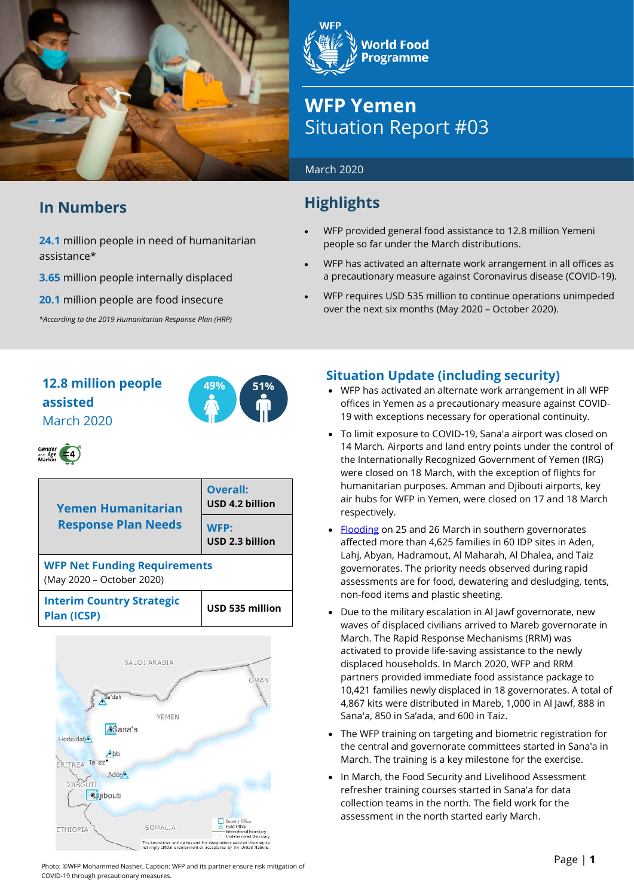# WFP Yemen Situation Report #03

March 2020

## In Numbers

**24.1** million people in need of humanitarian assistance*

**3.65** million people internally displaced

**20.1** million people are food insecure

*\*According to the 2019 Humanitarian Response Plan (HRP)*

## Highlights

- WFP provided general food assistance to 12.8 million Yemeni people so far under the March distributions.
- WFP has activated an alternate work arrangement in all offices as a precautionary measure against Coronavirus disease (COVID-19).
- WFP requires USD 535 million to continue operations unimpeded over the next six months (May 2020 – October 2020).

**12.8 million people assisted**
March 2020

49% 51%

| Yemen Humanitarian Response Plan Needs | Overall: USD 4.2 billion |
|---|---|
| | WFP: USD 2.3 billion |
| **WFP Net Funding Requirements** (May 2020 – October 2020) | |
| **Interim Country Strategic Plan (ICSP)** | **USD 535 million** |

Photo: ©WFP Mohammed Nasher, Caption: WFP and its partner ensure risk mitigation of COVID-19 through precautionary measures.

## Situation Update (including security)

- WFP has activated an alternate work arrangement in all WFP offices in Yemen as a precautionary measure against COVID-19 with exceptions necessary for operational continuity.
- To limit exposure to COVID-19, Sana'a airport was closed on 14 March. Airports and land entry points under the control of the Internationally Recognized Government of Yemen (IRG) were closed on 18 March, with the exception of flights for humanitarian purposes. Amman and Djibouti airports, key air hubs for WFP in Yemen, were closed on 17 and 18 March respectively.
- Flooding on 25 and 26 March in southern governorates affected more than 4,625 families in 60 IDP sites in Aden, Lahj, Abyan, Hadramout, Al Maharah, Al Dhalea, and Taiz governorates. The priority needs observed during rapid assessments are for food, dewatering and desludging, tents, non-food items and plastic sheeting.
- Due to the military escalation in Al Jawf governorate, new waves of displaced civilians arrived to Mareb governorate in March. The Rapid Response Mechanisms (RRM) was activated to provide life-saving assistance to the newly displaced households. In March 2020, WFP and RRM partners provided immediate food assistance package to 10,421 families newly displaced in 18 governorates. A total of 4,867 kits were distributed in Mareb, 1,000 in Al Jawf, 888 in Sana'a, 850 in Sa'ada, and 600 in Taiz.
- The WFP training on targeting and biometric registration for the central and governorate committees started in Sana'a in March. The training is a key milestone for the exercise.
- In March, the Food Security and Livelihood Assessment refresher training courses started in Sana'a for data collection teams in the north. The field work for the assessment in the north started early March.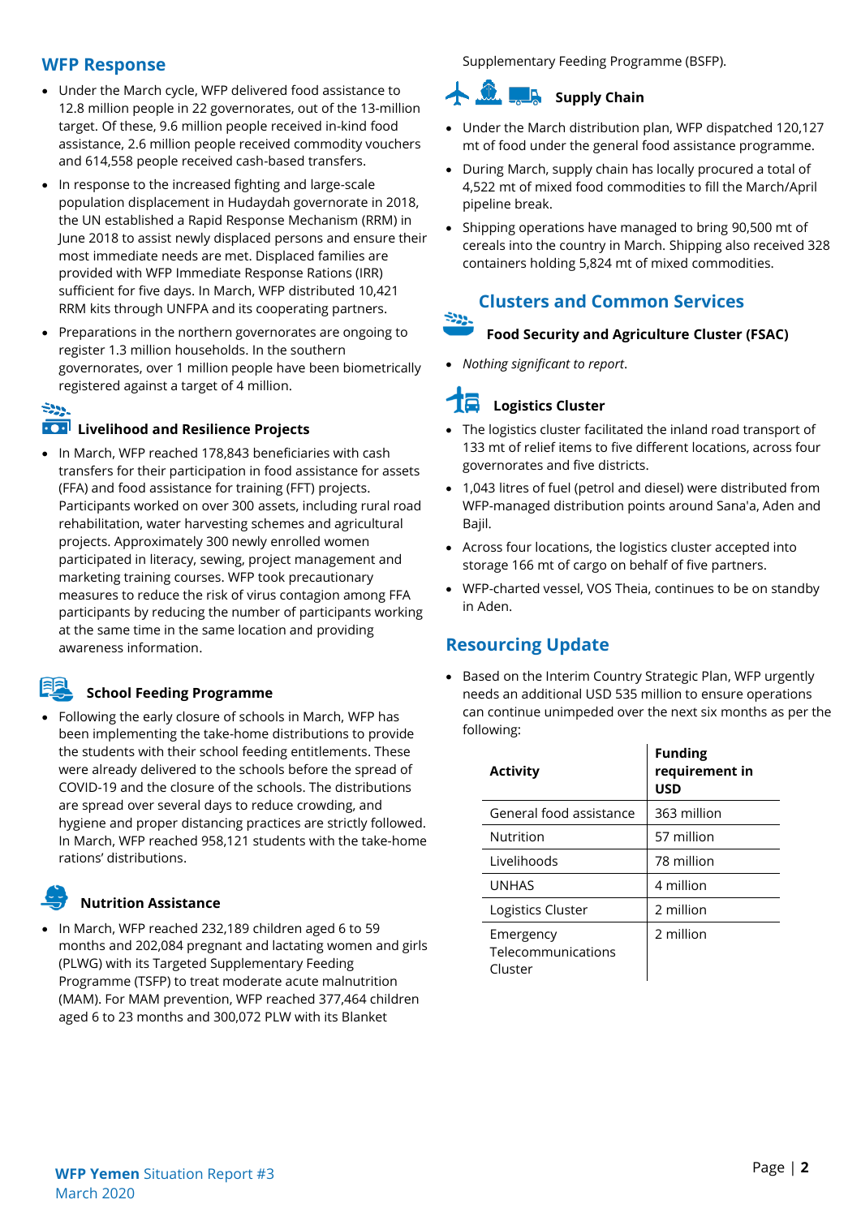## WFP Response

- Under the March cycle, WFP delivered food assistance to 12.8 million people in 22 governorates, out of the 13-million target. Of these, 9.6 million people received in-kind food assistance, 2.6 million people received commodity vouchers and 614,558 people received cash-based transfers.
- In response to the increased fighting and large-scale population displacement in Hudaydah governorate in 2018, the UN established a Rapid Response Mechanism (RRM) in June 2018 to assist newly displaced persons and ensure their most immediate needs are met. Displaced families are provided with WFP Immediate Response Rations (IRR) sufficient for five days. In March, WFP distributed 10,421 RRM kits through UNFPA and its cooperating partners.
- Preparations in the northern governorates are ongoing to register 1.3 million households. In the southern governorates, over 1 million people have been biometrically registered against a target of 4 million.

### Livelihood and Resilience Projects

- In March, WFP reached 178,843 beneficiaries with cash transfers for their participation in food assistance for assets (FFA) and food assistance for training (FFT) projects. Participants worked on over 300 assets, including rural road rehabilitation, water harvesting schemes and agricultural projects. Approximately 300 newly enrolled women participated in literacy, sewing, project management and marketing training courses. WFP took precautionary measures to reduce the risk of virus contagion among FFA participants by reducing the number of participants working at the same time in the same location and providing awareness information.

### School Feeding Programme

- Following the early closure of schools in March, WFP has been implementing the take-home distributions to provide the students with their school feeding entitlements. These were already delivered to the schools before the spread of COVID-19 and the closure of the schools. The distributions are spread over several days to reduce crowding, and hygiene and proper distancing practices are strictly followed. In March, WFP reached 958,121 students with the take-home rations' distributions.

### Nutrition Assistance

- In March, WFP reached 232,189 children aged 6 to 59 months and 202,084 pregnant and lactating women and girls (PLWG) with its Targeted Supplementary Feeding Programme (TSFP) to treat moderate acute malnutrition (MAM). For MAM prevention, WFP reached 377,464 children aged 6 to 23 months and 300,072 PLW with its Blanket Supplementary Feeding Programme (BSFP).

### Supply Chain

- Under the March distribution plan, WFP dispatched 120,127 mt of food under the general food assistance programme.
- During March, supply chain has locally procured a total of 4,522 mt of mixed food commodities to fill the March/April pipeline break.
- Shipping operations have managed to bring 90,500 mt of cereals into the country in March. Shipping also received 328 containers holding 5,824 mt of mixed commodities.

## Clusters and Common Services

### Food Security and Agriculture Cluster (FSAC)

- *Nothing significant to report*.

### Logistics Cluster

- The logistics cluster facilitated the inland road transport of 133 mt of relief items to five different locations, across four governorates and five districts.
- 1,043 litres of fuel (petrol and diesel) were distributed from WFP-managed distribution points around Sana'a, Aden and Bajil.
- Across four locations, the logistics cluster accepted into storage 166 mt of cargo on behalf of five partners.
- WFP-charted vessel, VOS Theia, continues to be on standby in Aden.

## Resourcing Update

- Based on the Interim Country Strategic Plan, WFP urgently needs an additional USD 535 million to ensure operations can continue unimpeded over the next six months as per the following:

| Activity | Funding requirement in USD |
|---|---|
| General food assistance | 363 million |
| Nutrition | 57 million |
| Livelihoods | 78 million |
| UNHAS | 4 million |
| Logistics Cluster | 2 million |
| Emergency Telecommunications Cluster | 2 million |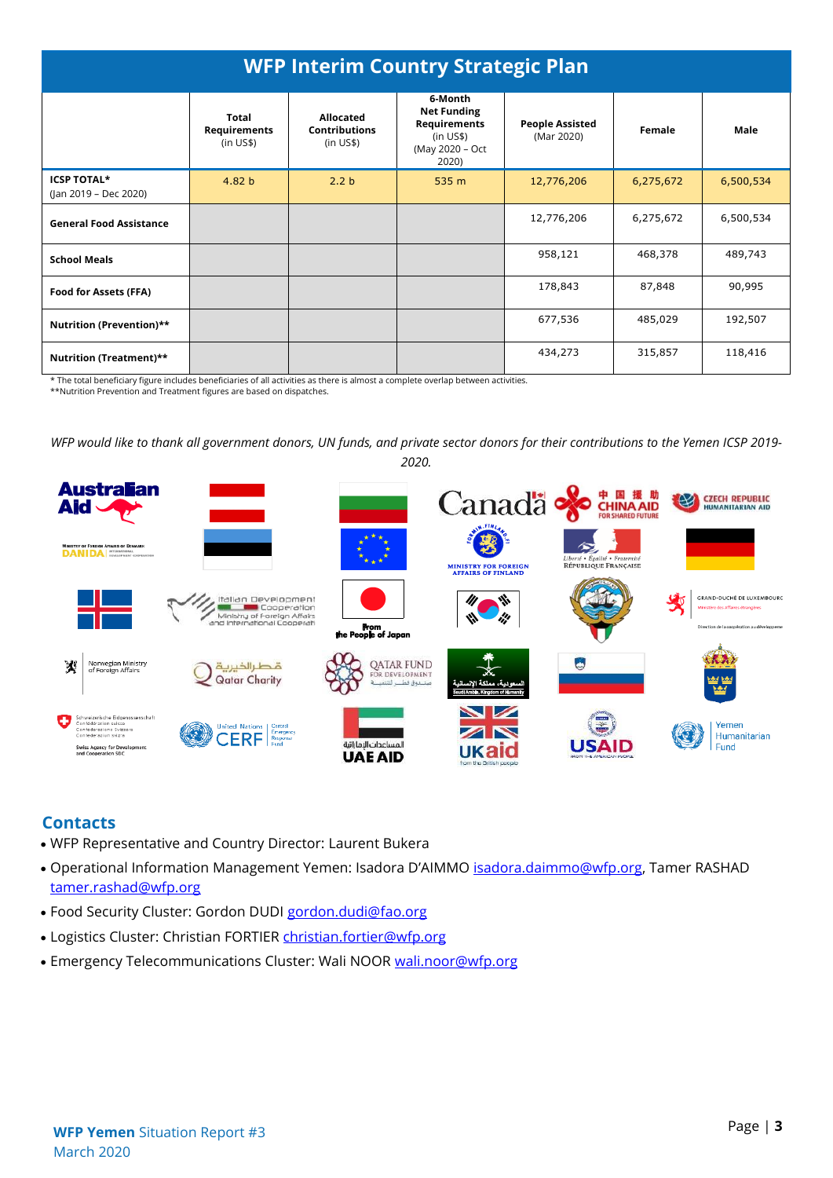## WFP Interim Country Strategic Plan

| | Total Requirements (in US$) | Allocated Contributions (in US$) | 6-Month Net Funding Requirements (in US$) (May 2020 – Oct 2020) | People Assisted (Mar 2020) | Female | Male |
|---|---|---|---|---|---|---|
| **ICSP TOTAL*** (Jan 2019 – Dec 2020) | 4.82 b | 2.2 b | 535 m | 12,776,206 | 6,275,672 | 6,500,534 |
| **General Food Assistance** | | | | 12,776,206 | 6,275,672 | 6,500,534 |
| **School Meals** | | | | 958,121 | 468,378 | 489,743 |
| **Food for Assets (FFA)** | | | | 178,843 | 87,848 | 90,995 |
| **Nutrition (Prevention)**** | | | | 677,536 | 485,029 | 192,507 |
| **Nutrition (Treatment)**** | | | | 434,273 | 315,857 | 118,416 |

* The total beneficiary figure includes beneficiaries of all activities as there is almost a complete overlap between activities.
**Nutrition Prevention and Treatment figures are based on dispatches.

*WFP would like to thank all government donors, UN funds, and private sector donors for their contributions to the Yemen ICSP 2019-2020.*

## Contacts

- WFP Representative and Country Director: Laurent Bukera
- Operational Information Management Yemen: Isadora D'AIMMO isadora.daimmo@wfp.org, Tamer RASHAD tamer.rashad@wfp.org
- Food Security Cluster: Gordon DUDI gordon.dudi@fao.org
- Logistics Cluster: Christian FORTIER christian.fortier@wfp.org
- Emergency Telecommunications Cluster: Wali NOOR wali.noor@wfp.org